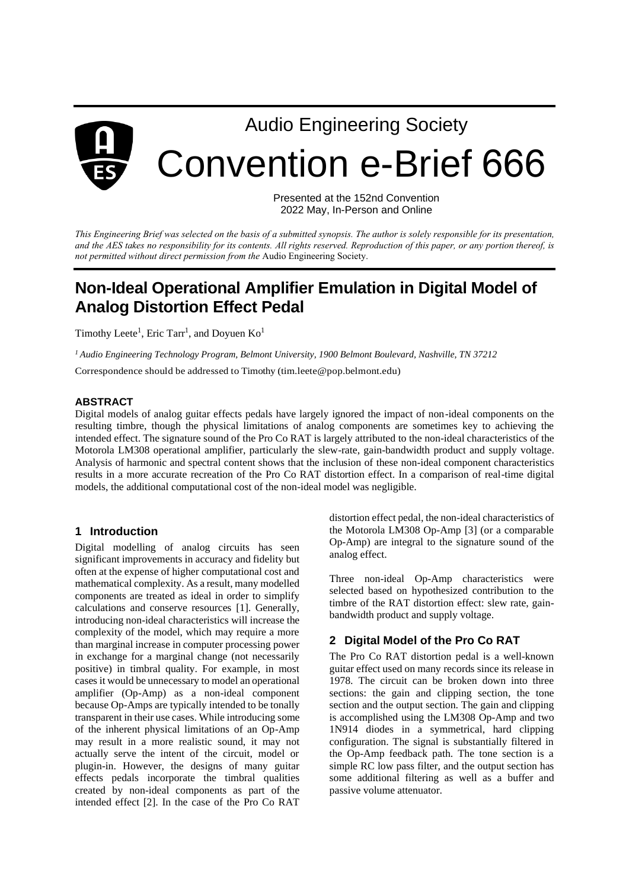# Audio Engineering Society

# Convention e-Brief 666

Presented at the 152nd Convention
2022 May, In-Person and Online

*This Engineering Brief was selected on the basis of a submitted synopsis. The author is solely responsible for its presentation, and the AES takes no responsibility for its contents. All rights reserved. Reproduction of this paper, or any portion thereof, is not permitted without direct permission from the* Audio Engineering Society.

## Non-Ideal Operational Amplifier Emulation in Digital Model of Analog Distortion Effect Pedal

Timothy Leete[1], Eric Tarr[1], and Doyuen Ko[1]

*[1] Audio Engineering Technology Program, Belmont University, 1900 Belmont Boulevard, Nashville, TN 37212*

Correspondence should be addressed to Timothy (tim.leete@pop.belmont.edu)

### ABSTRACT

Digital models of analog guitar effects pedals have largely ignored the impact of non-ideal components on the resulting timbre, though the physical limitations of analog components are sometimes key to achieving the intended effect. The signature sound of the Pro Co RAT is largely attributed to the non-ideal characteristics of the Motorola LM308 operational amplifier, particularly the slew-rate, gain-bandwidth product and supply voltage. Analysis of harmonic and spectral content shows that the inclusion of these non-ideal component characteristics results in a more accurate recreation of the Pro Co RAT distortion effect. In a comparison of real-time digital models, the additional computational cost of the non-ideal model was negligible.

### 1 Introduction

Digital modelling of analog circuits has seen significant improvements in accuracy and fidelity but often at the expense of higher computational cost and mathematical complexity. As a result, many modelled components are treated as ideal in order to simplify calculations and conserve resources [1]. Generally, introducing non-ideal characteristics will increase the complexity of the model, which may require a more than marginal increase in computer processing power in exchange for a marginal change (not necessarily positive) in timbral quality. For example, in most cases it would be unnecessary to model an operational amplifier (Op-Amp) as a non-ideal component because Op-Amps are typically intended to be tonally transparent in their use cases. While introducing some of the inherent physical limitations of an Op-Amp may result in a more realistic sound, it may not actually serve the intent of the circuit, model or plugin-in. However, the designs of many guitar effects pedals incorporate the timbral qualities created by non-ideal components as part of the intended effect [2]. In the case of the Pro Co RAT distortion effect pedal, the non-ideal characteristics of the Motorola LM308 Op-Amp [3] (or a comparable Op-Amp) are integral to the signature sound of the analog effect.

Three non-ideal Op-Amp characteristics were selected based on hypothesized contribution to the timbre of the RAT distortion effect: slew rate, gain-bandwidth product and supply voltage.

### 2 Digital Model of the Pro Co RAT

The Pro Co RAT distortion pedal is a well-known guitar effect used on many records since its release in 1978. The circuit can be broken down into three sections: the gain and clipping section, the tone section and the output section. The gain and clipping is accomplished using the LM308 Op-Amp and two 1N914 diodes in a symmetrical, hard clipping configuration. The signal is substantially filtered in the Op-Amp feedback path. The tone section is a simple RC low pass filter, and the output section has some additional filtering as well as a buffer and passive volume attenuator.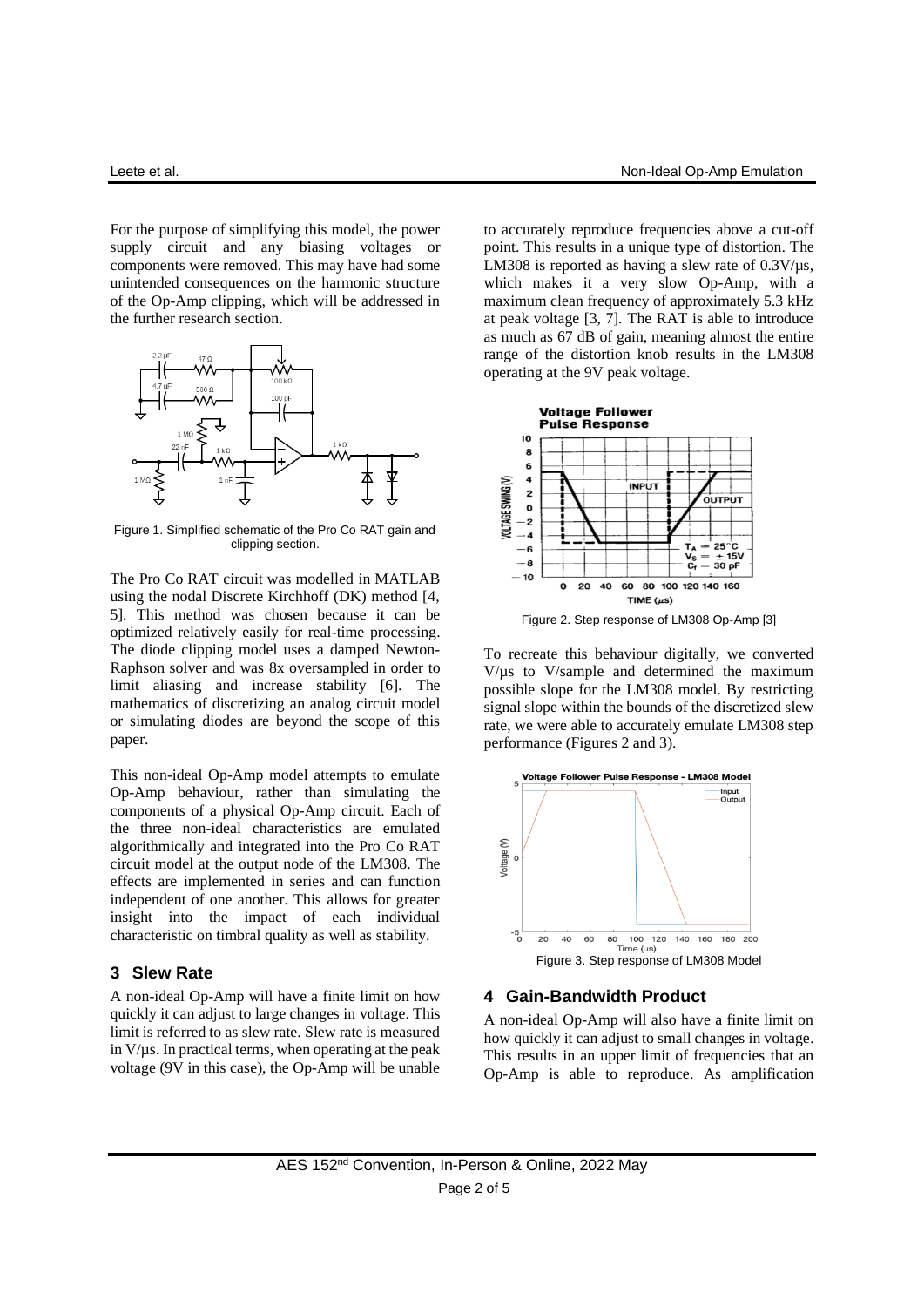For the purpose of simplifying this model, the power supply circuit and any biasing voltages or components were removed. This may have had some unintended consequences on the harmonic structure of the Op-Amp clipping, which will be addressed in the further research section.

Figure 1. Simplified schematic of the Pro Co RAT gain and clipping section.

The Pro Co RAT circuit was modelled in MATLAB using the nodal Discrete Kirchhoff (DK) method [4, 5]. This method was chosen because it can be optimized relatively easily for real-time processing. The diode clipping model uses a damped Newton-Raphson solver and was 8x oversampled in order to limit aliasing and increase stability [6]. The mathematics of discretizing an analog circuit model or simulating diodes are beyond the scope of this paper.

This non-ideal Op-Amp model attempts to emulate Op-Amp behaviour, rather than simulating the components of a physical Op-Amp circuit. Each of the three non-ideal characteristics are emulated algorithmically and integrated into the Pro Co RAT circuit model at the output node of the LM308. The effects are implemented in series and can function independent of one another. This allows for greater insight into the impact of each individual characteristic on timbral quality as well as stability.

## 3 Slew Rate

A non-ideal Op-Amp will have a finite limit on how quickly it can adjust to large changes in voltage. This limit is referred to as slew rate. Slew rate is measured in V/μs. In practical terms, when operating at the peak voltage (9V in this case), the Op-Amp will be unable to accurately reproduce frequencies above a cut-off point. This results in a unique type of distortion. The LM308 is reported as having a slew rate of 0.3V/μs, which makes it a very slow Op-Amp, with a maximum clean frequency of approximately 5.3 kHz at peak voltage [3, 7]. The RAT is able to introduce as much as 67 dB of gain, meaning almost the entire range of the distortion knob results in the LM308 operating at the 9V peak voltage.

Figure 2. Step response of LM308 Op-Amp [3]

To recreate this behaviour digitally, we converted V/μs to V/sample and determined the maximum possible slope for the LM308 model. By restricting signal slope within the bounds of the discretized slew rate, we were able to accurately emulate LM308 step performance (Figures 2 and 3).

Figure 3. Step response of LM308 Model

## 4 Gain-Bandwidth Product

A non-ideal Op-Amp will also have a finite limit on how quickly it can adjust to small changes in voltage. This results in an upper limit of frequencies that an Op-Amp is able to reproduce. As amplification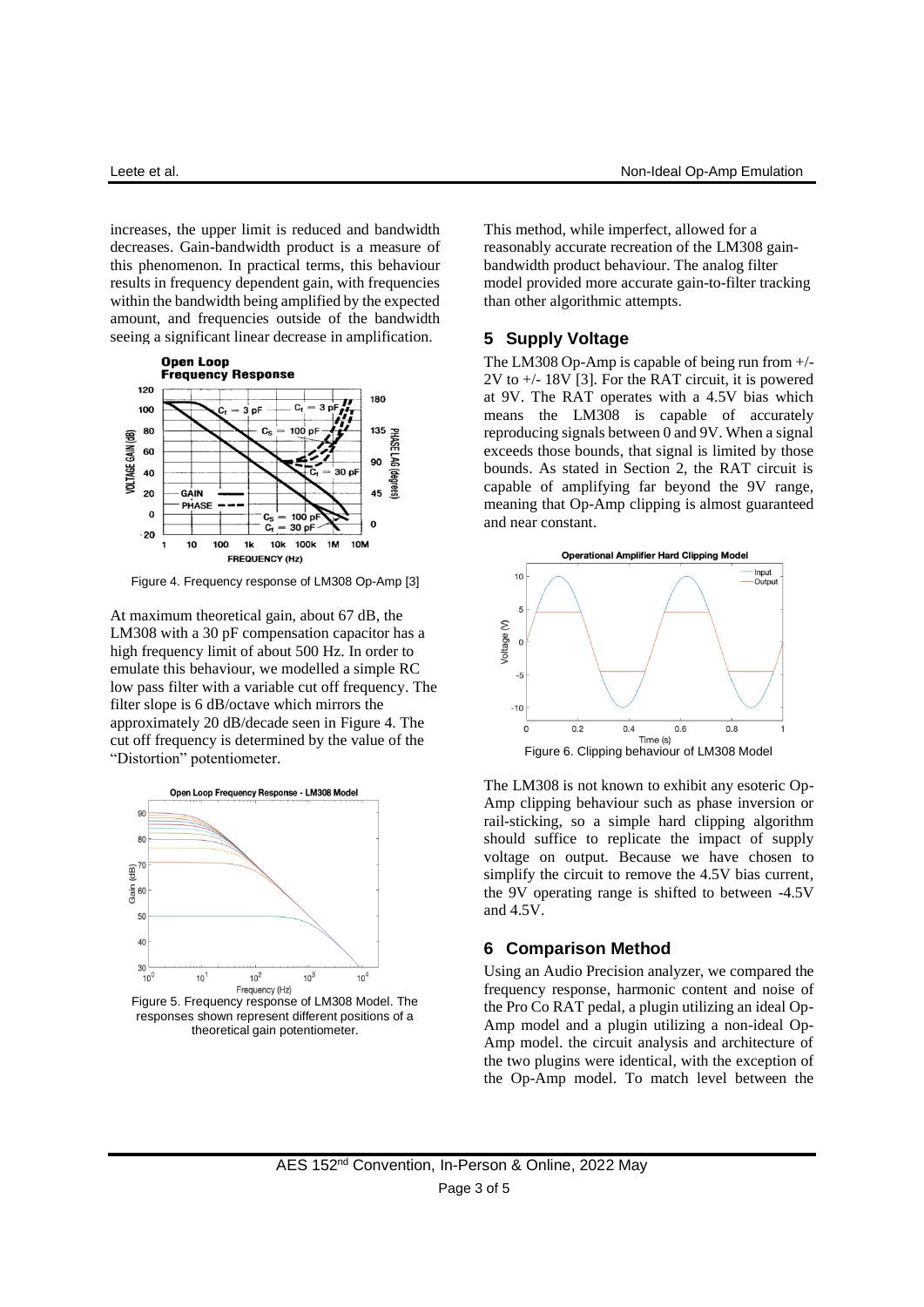increases, the upper limit is reduced and bandwidth decreases. Gain-bandwidth product is a measure of this phenomenon. In practical terms, this behaviour results in frequency dependent gain, with frequencies within the bandwidth being amplified by the expected amount, and frequencies outside of the bandwidth seeing a significant linear decrease in amplification.

Figure 4. Frequency response of LM308 Op-Amp [3]

At maximum theoretical gain, about 67 dB, the LM308 with a 30 pF compensation capacitor has a high frequency limit of about 500 Hz. In order to emulate this behaviour, we modelled a simple RC low pass filter with a variable cut off frequency. The filter slope is 6 dB/octave which mirrors the approximately 20 dB/decade seen in Figure 4. The cut off frequency is determined by the value of the "Distortion" potentiometer.

Figure 5. Frequency response of LM308 Model. The responses shown represent different positions of a theoretical gain potentiometer.

This method, while imperfect, allowed for a reasonably accurate recreation of the LM308 gain-bandwidth product behaviour. The analog filter model provided more accurate gain-to-filter tracking than other algorithmic attempts.

## 5 Supply Voltage

The LM308 Op-Amp is capable of being run from +/- 2V to +/- 18V [3]. For the RAT circuit, it is powered at 9V. The RAT operates with a 4.5V bias which means the LM308 is capable of accurately reproducing signals between 0 and 9V. When a signal exceeds those bounds, that signal is limited by those bounds. As stated in Section 2, the RAT circuit is capable of amplifying far beyond the 9V range, meaning that Op-Amp clipping is almost guaranteed and near constant.

Figure 6. Clipping behaviour of LM308 Model

The LM308 is not known to exhibit any esoteric Op-Amp clipping behaviour such as phase inversion or rail-sticking, so a simple hard clipping algorithm should suffice to replicate the impact of supply voltage on output. Because we have chosen to simplify the circuit to remove the 4.5V bias current, the 9V operating range is shifted to between -4.5V and 4.5V.

## 6 Comparison Method

Using an Audio Precision analyzer, we compared the frequency response, harmonic content and noise of the Pro Co RAT pedal, a plugin utilizing an ideal Op-Amp model and a plugin utilizing a non-ideal Op-Amp model. the circuit analysis and architecture of the two plugins were identical, with the exception of the Op-Amp model. To match level between the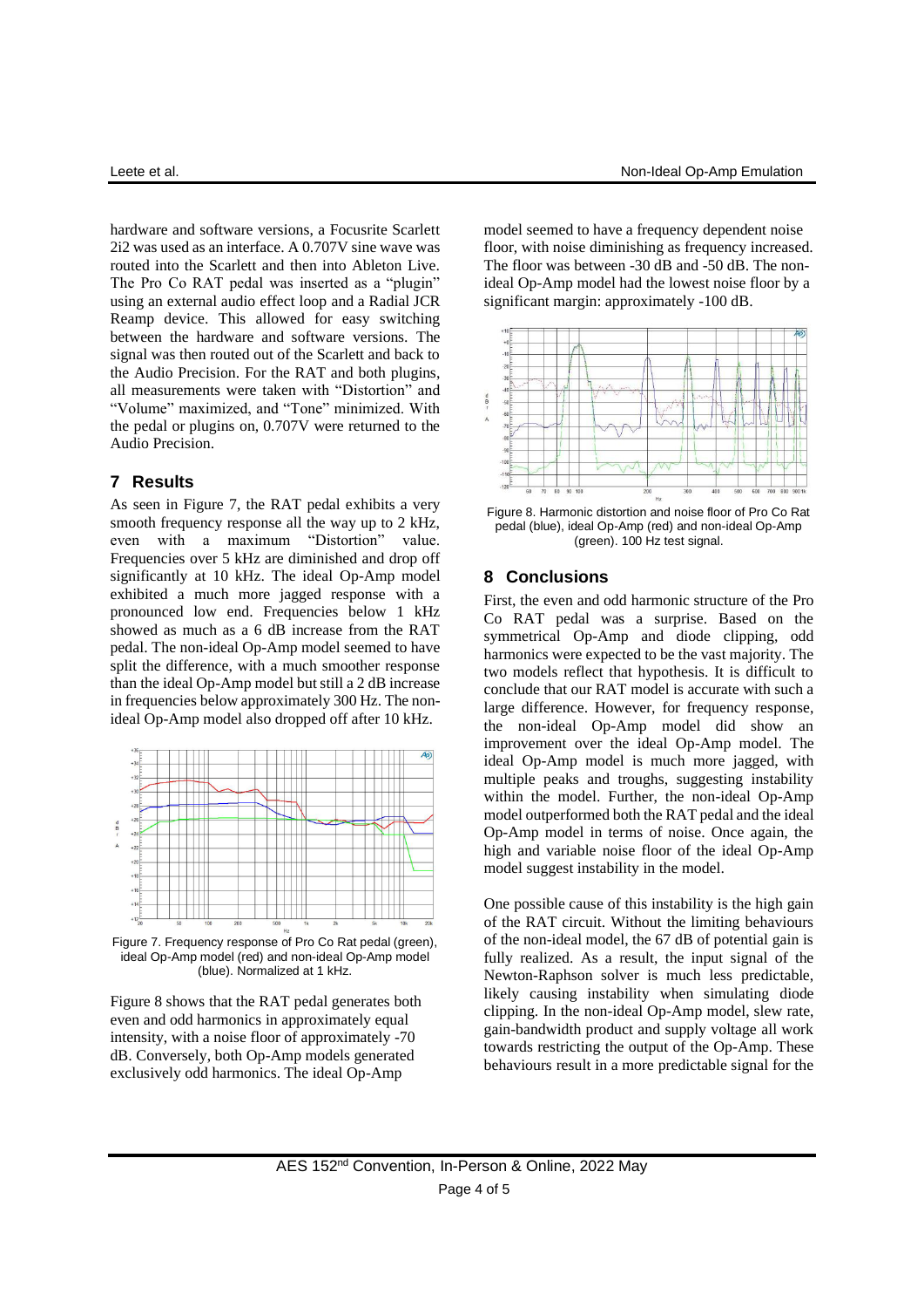hardware and software versions, a Focusrite Scarlett 2i2 was used as an interface. A 0.707V sine wave was routed into the Scarlett and then into Ableton Live. The Pro Co RAT pedal was inserted as a "plugin" using an external audio effect loop and a Radial JCR Reamp device. This allowed for easy switching between the hardware and software versions. The signal was then routed out of the Scarlett and back to the Audio Precision. For the RAT and both plugins, all measurements were taken with "Distortion" and "Volume" maximized, and "Tone" minimized. With the pedal or plugins on, 0.707V were returned to the Audio Precision.

## 7 Results

As seen in Figure 7, the RAT pedal exhibits a very smooth frequency response all the way up to 2 kHz, even with a maximum "Distortion" value. Frequencies over 5 kHz are diminished and drop off significantly at 10 kHz. The ideal Op-Amp model exhibited a much more jagged response with a pronounced low end. Frequencies below 1 kHz showed as much as a 6 dB increase from the RAT pedal. The non-ideal Op-Amp model seemed to have split the difference, with a much smoother response than the ideal Op-Amp model but still a 2 dB increase in frequencies below approximately 300 Hz. The non-ideal Op-Amp model also dropped off after 10 kHz.

Figure 7. Frequency response of Pro Co Rat pedal (green), ideal Op-Amp model (red) and non-ideal Op-Amp model (blue). Normalized at 1 kHz.

Figure 8 shows that the RAT pedal generates both even and odd harmonics in approximately equal intensity, with a noise floor of approximately -70 dB. Conversely, both Op-Amp models generated exclusively odd harmonics. The ideal Op-Amp model seemed to have a frequency dependent noise floor, with noise diminishing as frequency increased. The floor was between -30 dB and -50 dB. The non-ideal Op-Amp model had the lowest noise floor by a significant margin: approximately -100 dB.

Figure 8. Harmonic distortion and noise floor of Pro Co Rat pedal (blue), ideal Op-Amp (red) and non-ideal Op-Amp (green). 100 Hz test signal.

## 8 Conclusions

First, the even and odd harmonic structure of the Pro Co RAT pedal was a surprise. Based on the symmetrical Op-Amp and diode clipping, odd harmonics were expected to be the vast majority. The two models reflect that hypothesis. It is difficult to conclude that our RAT model is accurate with such a large difference. However, for frequency response, the non-ideal Op-Amp model did show an improvement over the ideal Op-Amp model. The ideal Op-Amp model is much more jagged, with multiple peaks and troughs, suggesting instability within the model. Further, the non-ideal Op-Amp model outperformed both the RAT pedal and the ideal Op-Amp model in terms of noise. Once again, the high and variable noise floor of the ideal Op-Amp model suggest instability in the model.

One possible cause of this instability is the high gain of the RAT circuit. Without the limiting behaviours of the non-ideal model, the 67 dB of potential gain is fully realized. As a result, the input signal of the Newton-Raphson solver is much less predictable, likely causing instability when simulating diode clipping. In the non-ideal Op-Amp model, slew rate, gain-bandwidth product and supply voltage all work towards restricting the output of the Op-Amp. These behaviours result in a more predictable signal for the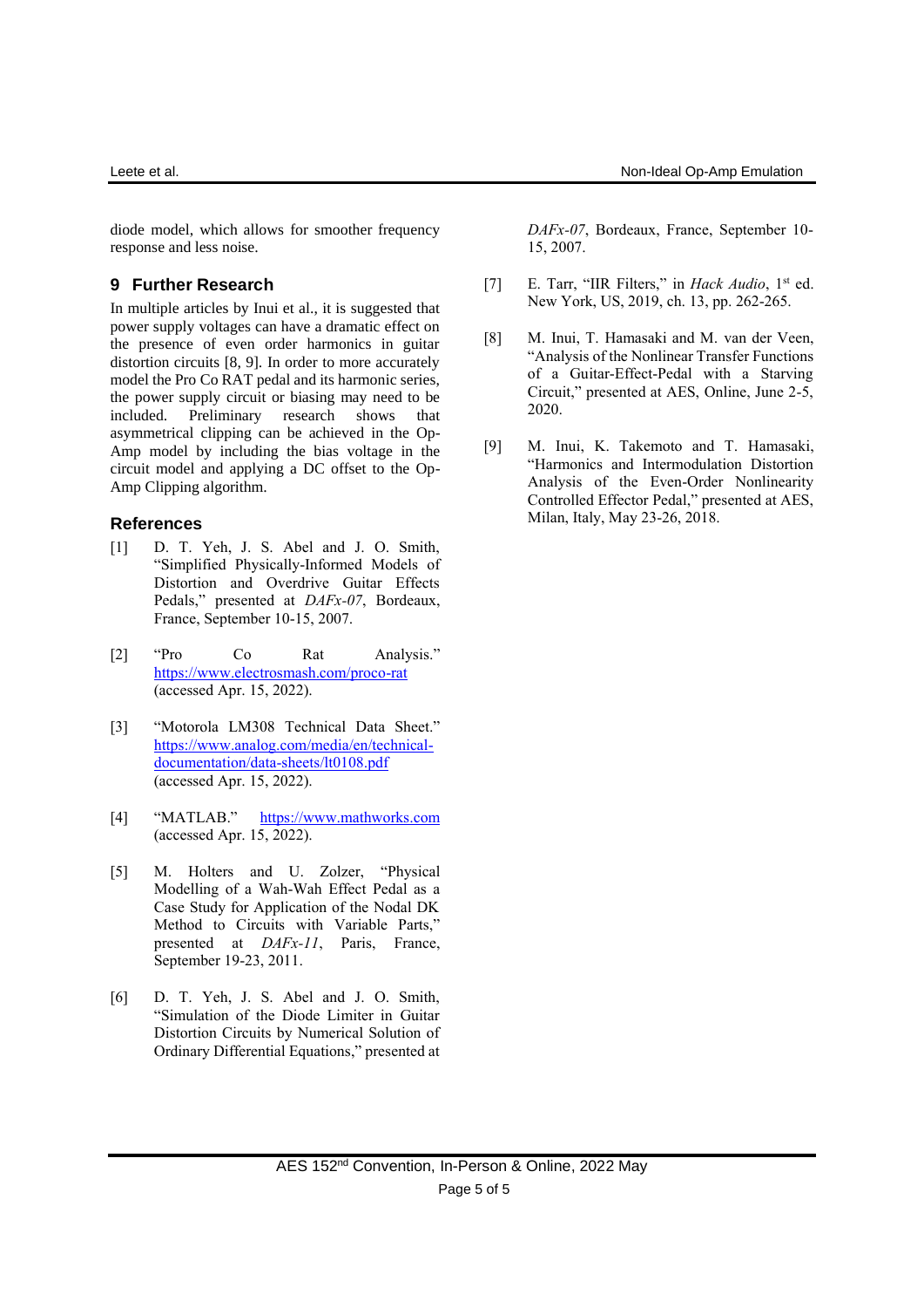diode model, which allows for smoother frequency response and less noise.

## 9 Further Research

In multiple articles by Inui et al., it is suggested that power supply voltages can have a dramatic effect on the presence of even order harmonics in guitar distortion circuits [8, 9]. In order to more accurately model the Pro Co RAT pedal and its harmonic series, the power supply circuit or biasing may need to be included. Preliminary research shows that asymmetrical clipping can be achieved in the Op-Amp model by including the bias voltage in the circuit model and applying a DC offset to the Op-Amp Clipping algorithm.

## References

[1] D. T. Yeh, J. S. Abel and J. O. Smith, "Simplified Physically-Informed Models of Distortion and Overdrive Guitar Effects Pedals," presented at *DAFx-07*, Bordeaux, France, September 10-15, 2007.

[2] "Pro Co Rat Analysis." https://www.electrosmash.com/proco-rat (accessed Apr. 15, 2022).

[3] "Motorola LM308 Technical Data Sheet." https://www.analog.com/media/en/technical-documentation/data-sheets/lt0108.pdf (accessed Apr. 15, 2022).

[4] "MATLAB." https://www.mathworks.com (accessed Apr. 15, 2022).

[5] M. Holters and U. Zolzer, "Physical Modelling of a Wah-Wah Effect Pedal as a Case Study for Application of the Nodal DK Method to Circuits with Variable Parts," presented at *DAFx-11*, Paris, France, September 19-23, 2011.

[6] D. T. Yeh, J. S. Abel and J. O. Smith, "Simulation of the Diode Limiter in Guitar Distortion Circuits by Numerical Solution of Ordinary Differential Equations," presented at *DAFx-07*, Bordeaux, France, September 10-15, 2007.

[7] E. Tarr, "IIR Filters," in *Hack Audio*, 1st ed. New York, US, 2019, ch. 13, pp. 262-265.

[8] M. Inui, T. Hamasaki and M. van der Veen, "Analysis of the Nonlinear Transfer Functions of a Guitar-Effect-Pedal with a Starving Circuit," presented at AES, Online, June 2-5, 2020.

[9] M. Inui, K. Takemoto and T. Hamasaki, "Harmonics and Intermodulation Distortion Analysis of the Even-Order Nonlinearity Controlled Effector Pedal," presented at AES, Milan, Italy, May 23-26, 2018.